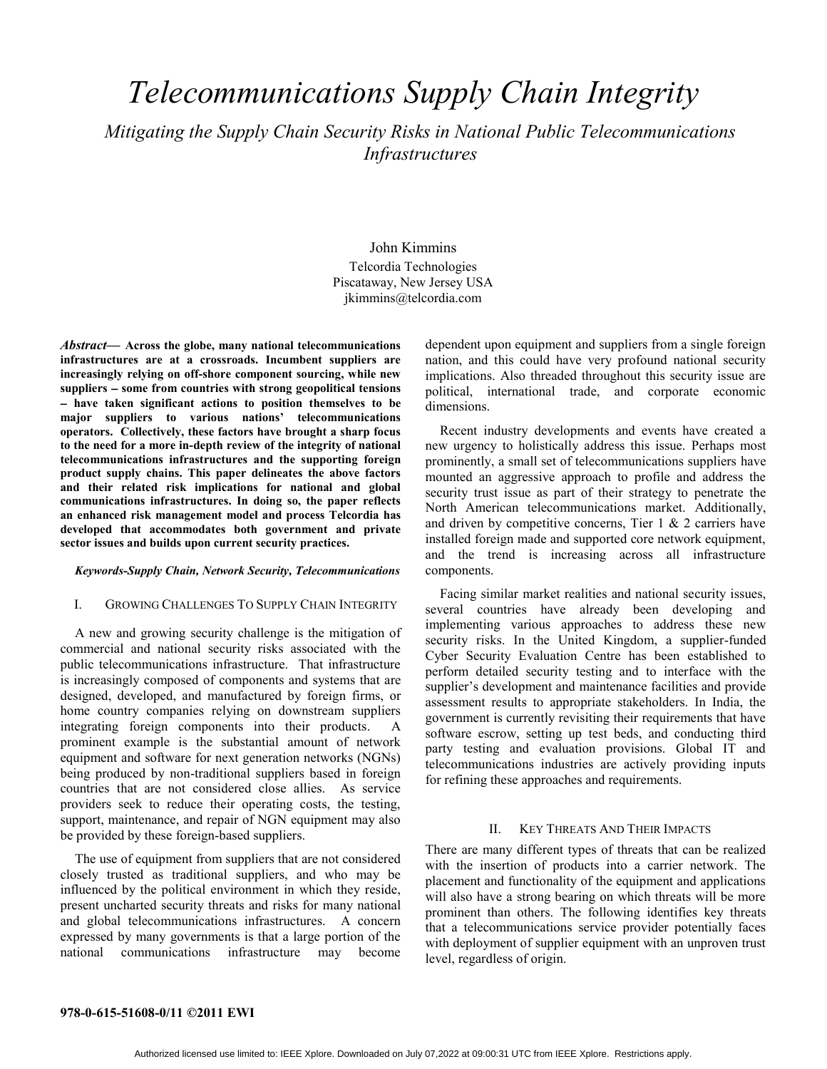# Telecommunications Supply Chain Integrity

*Mitigating the Supply Chain Security Risks in National Public Telecommunications Infrastructures*

John Kimmins
Telcordia Technologies
Piscataway, New Jersey USA
jkimmins@telcordia.com

***Abstract*— Across the globe, many national telecommunications infrastructures are at a crossroads. Incumbent suppliers are increasingly relying on off-shore component sourcing, while new suppliers – some from countries with strong geopolitical tensions – have taken significant actions to position themselves to be major suppliers to various nations' telecommunications operators. Collectively, these factors have brought a sharp focus to the need for a more in-depth review of the integrity of national telecommunications infrastructures and the supporting foreign product supply chains. This paper delineates the above factors and their related risk implications for national and global communications infrastructures. In doing so, the paper reflects an enhanced risk management model and process Telcordia has developed that accommodates both government and private sector issues and builds upon current security practices.**

***Keywords-Supply Chain, Network Security, Telecommunications***

## I. Growing Challenges To Supply Chain Integrity

A new and growing security challenge is the mitigation of commercial and national security risks associated with the public telecommunications infrastructure. That infrastructure is increasingly composed of components and systems that are designed, developed, and manufactured by foreign firms, or home country companies relying on downstream suppliers integrating foreign components into their products. A prominent example is the substantial amount of network equipment and software for next generation networks (NGNs) being produced by non-traditional suppliers based in foreign countries that are not considered close allies. As service providers seek to reduce their operating costs, the testing, support, maintenance, and repair of NGN equipment may also be provided by these foreign-based suppliers.

The use of equipment from suppliers that are not considered closely trusted as traditional suppliers, and who may be influenced by the political environment in which they reside, present uncharted security threats and risks for many national and global telecommunications infrastructures. A concern expressed by many governments is that a large portion of the national communications infrastructure may become dependent upon equipment and suppliers from a single foreign nation, and this could have very profound national security implications. Also threaded throughout this security issue are political, international trade, and corporate economic dimensions.

Recent industry developments and events have created a new urgency to holistically address this issue. Perhaps most prominently, a small set of telecommunications suppliers have mounted an aggressive approach to profile and address the security trust issue as part of their strategy to penetrate the North American telecommunications market. Additionally, and driven by competitive concerns, Tier 1 & 2 carriers have installed foreign made and supported core network equipment, and the trend is increasing across all infrastructure components.

Facing similar market realities and national security issues, several countries have already been developing and implementing various approaches to address these new security risks. In the United Kingdom, a supplier-funded Cyber Security Evaluation Centre has been established to perform detailed security testing and to interface with the supplier's development and maintenance facilities and provide assessment results to appropriate stakeholders. In India, the government is currently revisiting their requirements that have software escrow, setting up test beds, and conducting third party testing and evaluation provisions. Global IT and telecommunications industries are actively providing inputs for refining these approaches and requirements.

## II. Key Threats And Their Impacts

There are many different types of threats that can be realized with the insertion of products into a carrier network. The placement and functionality of the equipment and applications will also have a strong bearing on which threats will be more prominent than others. The following identifies key threats that a telecommunications service provider potentially faces with deployment of supplier equipment with an unproven trust level, regardless of origin.

978-0-615-51608-0/11 ©2011 EWI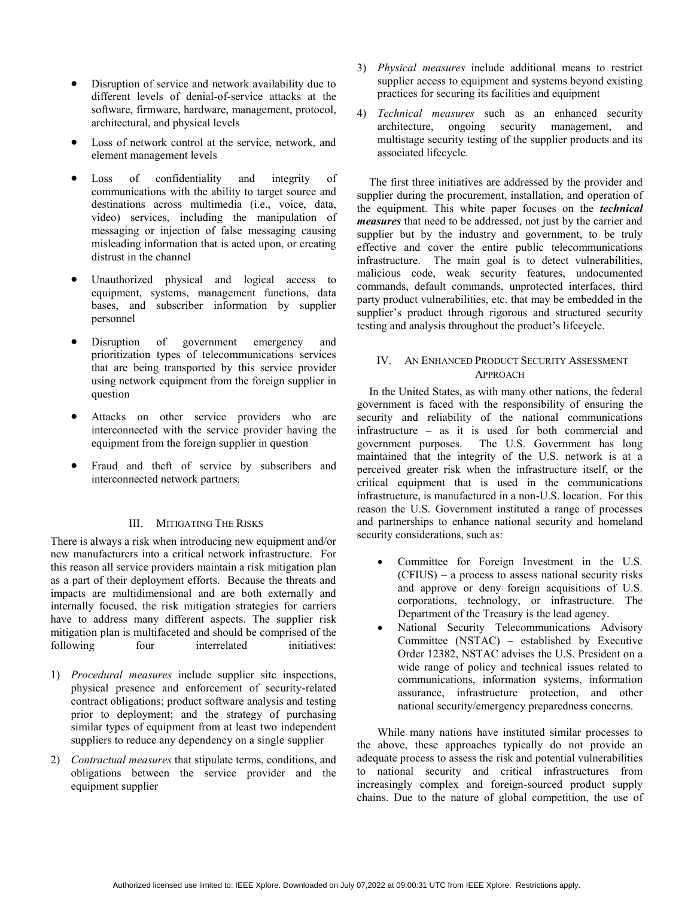- Disruption of service and network availability due to different levels of denial-of-service attacks at the software, firmware, hardware, management, protocol, architectural, and physical levels
- Loss of network control at the service, network, and element management levels
- Loss of confidentiality and integrity of communications with the ability to target source and destinations across multimedia (i.e., voice, data, video) services, including the manipulation of messaging or injection of false messaging causing misleading information that is acted upon, or creating distrust in the channel
- Unauthorized physical and logical access to equipment, systems, management functions, data bases, and subscriber information by supplier personnel
- Disruption of government emergency and prioritization types of telecommunications services that are being transported by this service provider using network equipment from the foreign supplier in question
- Attacks on other service providers who are interconnected with the service provider having the equipment from the foreign supplier in question
- Fraud and theft of service by subscribers and interconnected network partners.

## III. Mitigating The Risks

There is always a risk when introducing new equipment and/or new manufacturers into a critical network infrastructure. For this reason all service providers maintain a risk mitigation plan as a part of their deployment efforts. Because the threats and impacts are multidimensional and are both externally and internally focused, the risk mitigation strategies for carriers have to address many different aspects. The supplier risk mitigation plan is multifaceted and should be comprised of the following four interrelated initiatives:

1) *Procedural measures* include supplier site inspections, physical presence and enforcement of security-related contract obligations; product software analysis and testing prior to deployment; and the strategy of purchasing similar types of equipment from at least two independent suppliers to reduce any dependency on a single supplier
2) *Contractual measures* that stipulate terms, conditions, and obligations between the service provider and the equipment supplier
3) *Physical measures* include additional means to restrict supplier access to equipment and systems beyond existing practices for securing its facilities and equipment
4) *Technical measures* such as an enhanced security architecture, ongoing security management, and multistage security testing of the supplier products and its associated lifecycle.

The first three initiatives are addressed by the provider and supplier during the procurement, installation, and operation of the equipment. This white paper focuses on the ***technical measures*** that need to be addressed, not just by the carrier and supplier but by the industry and government, to be truly effective and cover the entire public telecommunications infrastructure. The main goal is to detect vulnerabilities, malicious code, weak security features, undocumented commands, default commands, unprotected interfaces, third party product vulnerabilities, etc. that may be embedded in the supplier's product through rigorous and structured security testing and analysis throughout the product's lifecycle.

## IV. An Enhanced Product Security Assessment Approach

In the United States, as with many other nations, the federal government is faced with the responsibility of ensuring the security and reliability of the national communications infrastructure – as it is used for both commercial and government purposes. The U.S. Government has long maintained that the integrity of the U.S. network is at a perceived greater risk when the infrastructure itself, or the critical equipment that is used in the communications infrastructure, is manufactured in a non-U.S. location. For this reason the U.S. Government instituted a range of processes and partnerships to enhance national security and homeland security considerations, such as:

- Committee for Foreign Investment in the U.S. (CFIUS) – a process to assess national security risks and approve or deny foreign acquisitions of U.S. corporations, technology, or infrastructure. The Department of the Treasury is the lead agency.
- National Security Telecommunications Advisory Committee (NSTAC) – established by Executive Order 12382, NSTAC advises the U.S. President on a wide range of policy and technical issues related to communications, information systems, information assurance, infrastructure protection, and other national security/emergency preparedness concerns.

While many nations have instituted similar processes to the above, these approaches typically do not provide an adequate process to assess the risk and potential vulnerabilities to national security and critical infrastructures from increasingly complex and foreign-sourced product supply chains. Due to the nature of global competition, the use of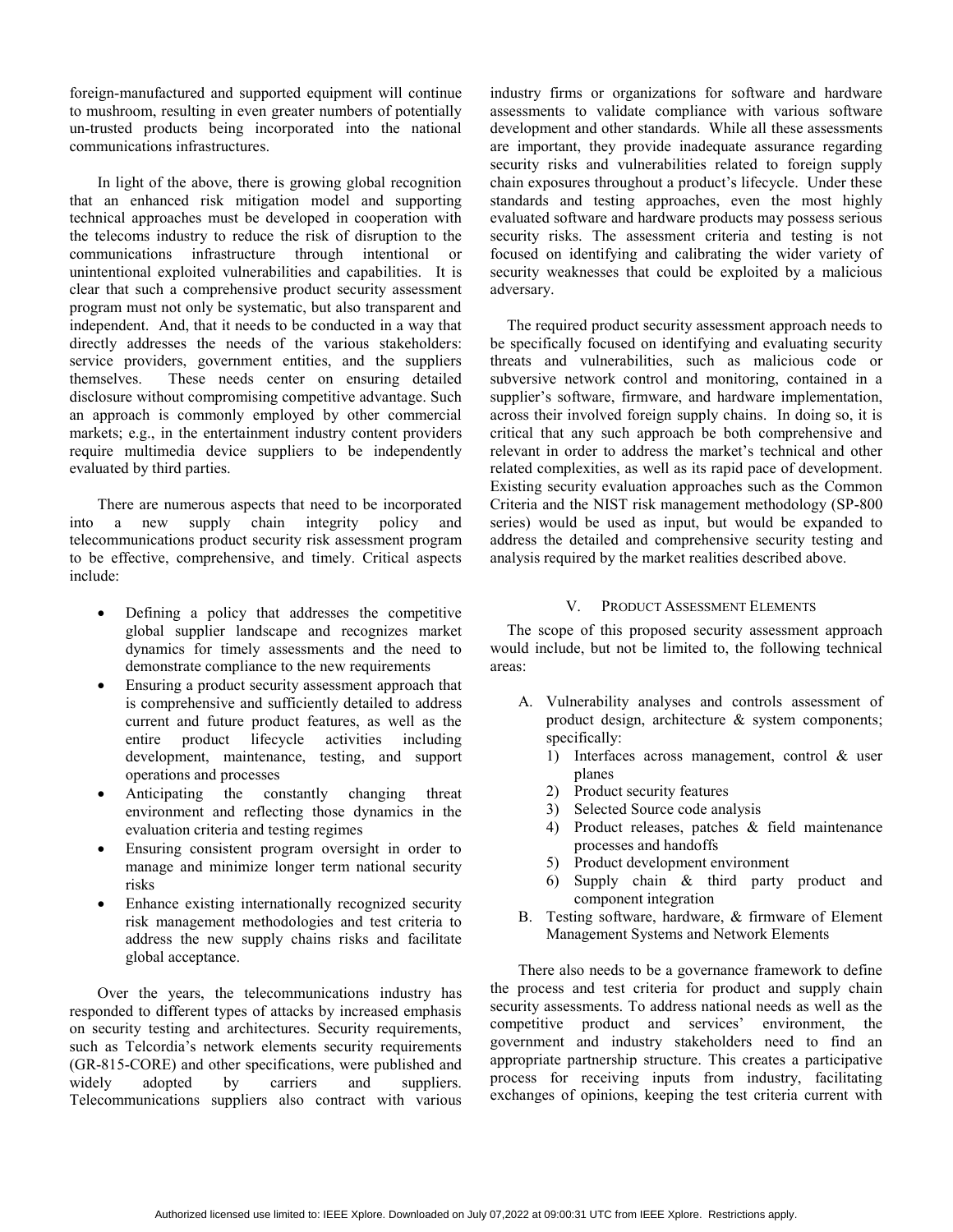foreign-manufactured and supported equipment will continue to mushroom, resulting in even greater numbers of potentially un-trusted products being incorporated into the national communications infrastructures.

In light of the above, there is growing global recognition that an enhanced risk mitigation model and supporting technical approaches must be developed in cooperation with the telecoms industry to reduce the risk of disruption to the communications infrastructure through intentional or unintentional exploited vulnerabilities and capabilities. It is clear that such a comprehensive product security assessment program must not only be systematic, but also transparent and independent. And, that it needs to be conducted in a way that directly addresses the needs of the various stakeholders: service providers, government entities, and the suppliers themselves. These needs center on ensuring detailed disclosure without compromising competitive advantage. Such an approach is commonly employed by other commercial markets; e.g., in the entertainment industry content providers require multimedia device suppliers to be independently evaluated by third parties.

There are numerous aspects that need to be incorporated into a new supply chain integrity policy and telecommunications product security risk assessment program to be effective, comprehensive, and timely. Critical aspects include:

- Defining a policy that addresses the competitive global supplier landscape and recognizes market dynamics for timely assessments and the need to demonstrate compliance to the new requirements
- Ensuring a product security assessment approach that is comprehensive and sufficiently detailed to address current and future product features, as well as the entire product lifecycle activities including development, maintenance, testing, and support operations and processes
- Anticipating the constantly changing threat environment and reflecting those dynamics in the evaluation criteria and testing regimes
- Ensuring consistent program oversight in order to manage and minimize longer term national security risks
- Enhance existing internationally recognized security risk management methodologies and test criteria to address the new supply chains risks and facilitate global acceptance.

Over the years, the telecommunications industry has responded to different types of attacks by increased emphasis on security testing and architectures. Security requirements, such as Telcordia's network elements security requirements (GR-815-CORE) and other specifications, were published and widely adopted by carriers and suppliers. Telecommunications suppliers also contract with various industry firms or organizations for software and hardware assessments to validate compliance with various software development and other standards. While all these assessments are important, they provide inadequate assurance regarding security risks and vulnerabilities related to foreign supply chain exposures throughout a product's lifecycle. Under these standards and testing approaches, even the most highly evaluated software and hardware products may possess serious security risks. The assessment criteria and testing is not focused on identifying and calibrating the wider variety of security weaknesses that could be exploited by a malicious adversary.

The required product security assessment approach needs to be specifically focused on identifying and evaluating security threats and vulnerabilities, such as malicious code or subversive network control and monitoring, contained in a supplier's software, firmware, and hardware implementation, across their involved foreign supply chains. In doing so, it is critical that any such approach be both comprehensive and relevant in order to address the market's technical and other related complexities, as well as its rapid pace of development. Existing security evaluation approaches such as the Common Criteria and the NIST risk management methodology (SP-800 series) would be used as input, but would be expanded to address the detailed and comprehensive security testing and analysis required by the market realities described above.

## V. Product Assessment Elements

The scope of this proposed security assessment approach would include, but not be limited to, the following technical areas:

A. Vulnerability analyses and controls assessment of product design, architecture & system components; specifically:
   1) Interfaces across management, control & user planes
   2) Product security features
   3) Selected Source code analysis
   4) Product releases, patches & field maintenance processes and handoffs
   5) Product development environment
   6) Supply chain & third party product and component integration

B. Testing software, hardware, & firmware of Element Management Systems and Network Elements

There also needs to be a governance framework to define the process and test criteria for product and supply chain security assessments. To address national needs as well as the competitive product and services' environment, the government and industry stakeholders need to find an appropriate partnership structure. This creates a participative process for receiving inputs from industry, facilitating exchanges of opinions, keeping the test criteria current with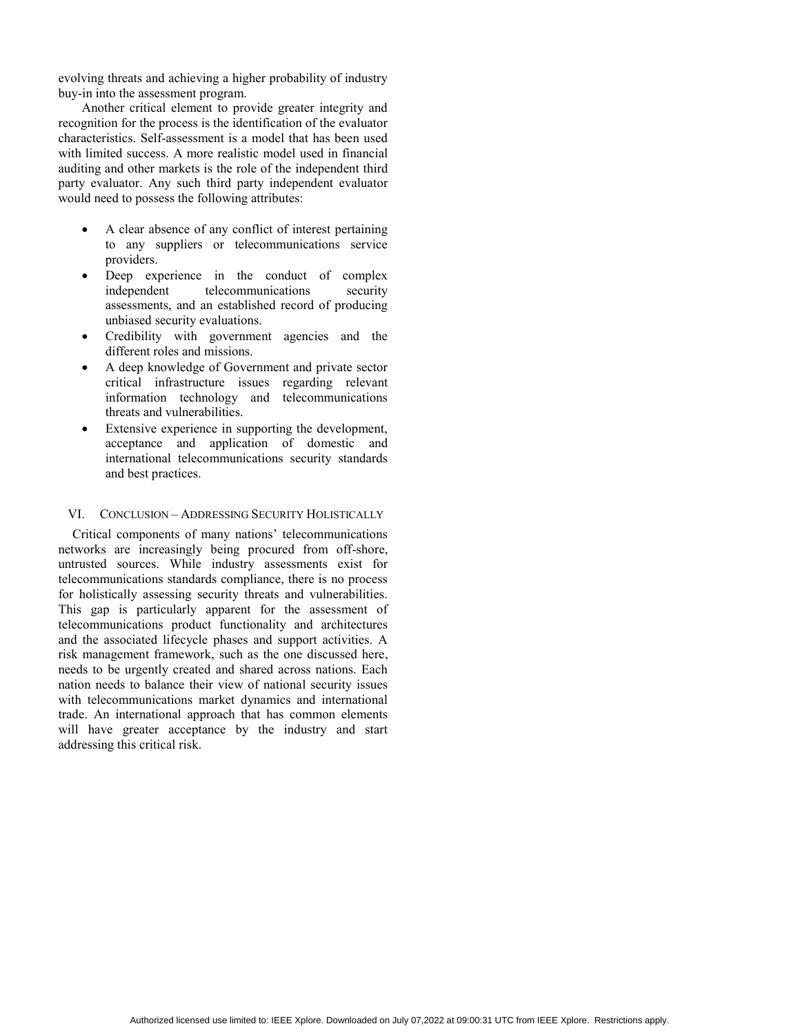evolving threats and achieving a higher probability of industry buy-in into the assessment program.

Another critical element to provide greater integrity and recognition for the process is the identification of the evaluator characteristics. Self-assessment is a model that has been used with limited success. A more realistic model used in financial auditing and other markets is the role of the independent third party evaluator. Any such third party independent evaluator would need to possess the following attributes:

- A clear absence of any conflict of interest pertaining to any suppliers or telecommunications service providers.
- Deep experience in the conduct of complex independent telecommunications security assessments, and an established record of producing unbiased security evaluations.
- Credibility with government agencies and the different roles and missions.
- A deep knowledge of Government and private sector critical infrastructure issues regarding relevant information technology and telecommunications threats and vulnerabilities.
- Extensive experience in supporting the development, acceptance and application of domestic and international telecommunications security standards and best practices.

## VI. Conclusion – Addressing Security Holistically

Critical components of many nations' telecommunications networks are increasingly being procured from off-shore, untrusted sources. While industry assessments exist for telecommunications standards compliance, there is no process for holistically assessing security threats and vulnerabilities. This gap is particularly apparent for the assessment of telecommunications product functionality and architectures and the associated lifecycle phases and support activities. A risk management framework, such as the one discussed here, needs to be urgently created and shared across nations. Each nation needs to balance their view of national security issues with telecommunications market dynamics and international trade. An international approach that has common elements will have greater acceptance by the industry and start addressing this critical risk.